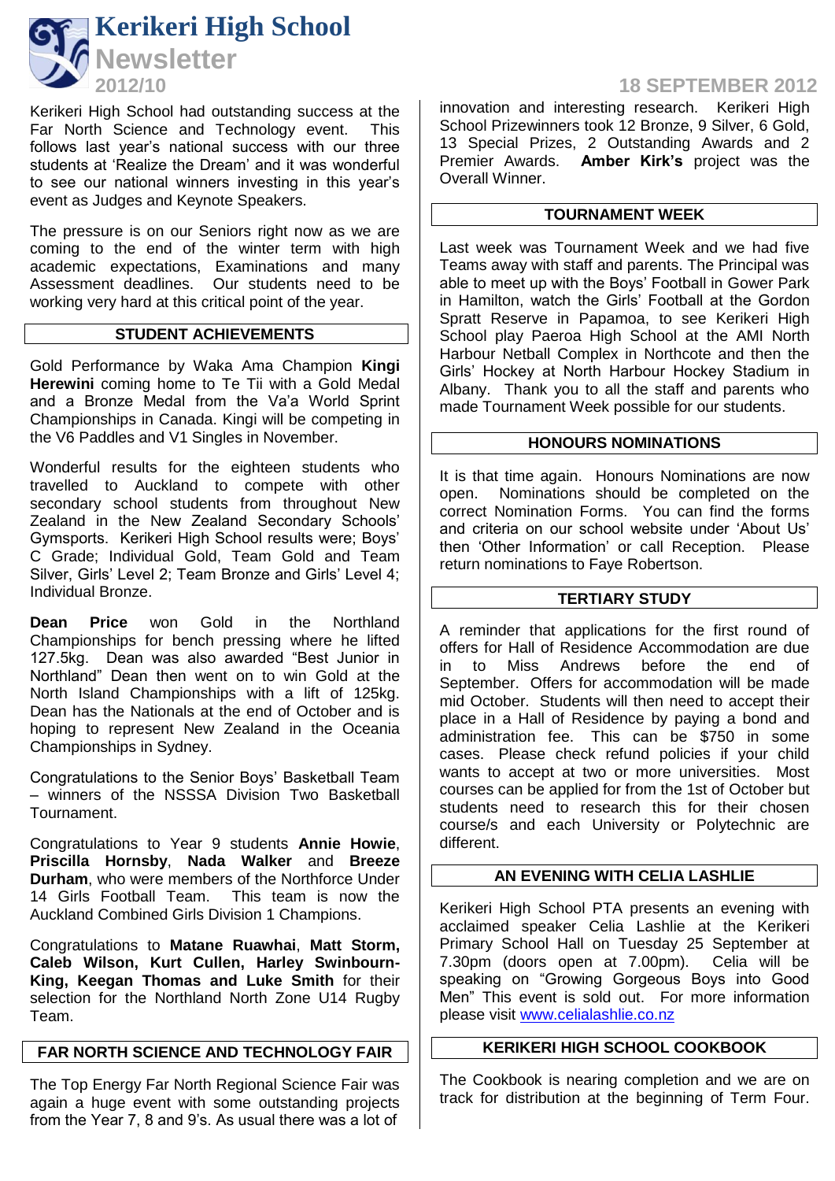# Kerikeri High School Newsletter

**2012/10** — **18 SEPTEMBER 2012**

Kerikeri High School had outstanding success at the Far North Science and Technology event. This follows last year's national success with our three students at 'Realize the Dream' and it was wonderful to see our national winners investing in this year's event as Judges and Keynote Speakers.

The pressure is on our Seniors right now as we are coming to the end of the winter term with high academic expectations, Examinations and many Assessment deadlines. Our students need to be working very hard at this critical point of the year.

## STUDENT ACHIEVEMENTS

Gold Performance by Waka Ama Champion **Kingi Herewini** coming home to Te Tii with a Gold Medal and a Bronze Medal from the Va'a World Sprint Championships in Canada. Kingi will be competing in the V6 Paddles and V1 Singles in November.

Wonderful results for the eighteen students who travelled to Auckland to compete with other secondary school students from throughout New Zealand in the New Zealand Secondary Schools' Gymsports. Kerikeri High School results were; Boys' C Grade; Individual Gold, Team Gold and Team Silver, Girls' Level 2; Team Bronze and Girls' Level 4; Individual Bronze.

**Dean Price** won Gold in the Northland Championships for bench pressing where he lifted 127.5kg. Dean was also awarded "Best Junior in Northland" Dean then went on to win Gold at the North Island Championships with a lift of 125kg. Dean has the Nationals at the end of October and is hoping to represent New Zealand in the Oceania Championships in Sydney.

Congratulations to the Senior Boys' Basketball Team – winners of the NSSSA Division Two Basketball Tournament.

Congratulations to Year 9 students **Annie Howie**, **Priscilla Hornsby**, **Nada Walker** and **Breeze Durham**, who were members of the Northforce Under 14 Girls Football Team. This team is now the Auckland Combined Girls Division 1 Champions.

Congratulations to **Matane Ruawhai**, **Matt Storm, Caleb Wilson, Kurt Cullen, Harley Swinbourn-King, Keegan Thomas and Luke Smith** for their selection for the Northland North Zone U14 Rugby Team.

## FAR NORTH SCIENCE AND TECHNOLOGY FAIR

The Top Energy Far North Regional Science Fair was again a huge event with some outstanding projects from the Year 7, 8 and 9's. As usual there was a lot of innovation and interesting research. Kerikeri High School Prizewinners took 12 Bronze, 9 Silver, 6 Gold, 13 Special Prizes, 2 Outstanding Awards and 2 Premier Awards. **Amber Kirk's** project was the Overall Winner.

## TOURNAMENT WEEK

Last week was Tournament Week and we had five Teams away with staff and parents. The Principal was able to meet up with the Boys' Football in Gower Park in Hamilton, watch the Girls' Football at the Gordon Spratt Reserve in Papamoa, to see Kerikeri High School play Paeroa High School at the AMI North Harbour Netball Complex in Northcote and then the Girls' Hockey at North Harbour Hockey Stadium in Albany. Thank you to all the staff and parents who made Tournament Week possible for our students.

## HONOURS NOMINATIONS

It is that time again. Honours Nominations are now open. Nominations should be completed on the correct Nomination Forms. You can find the forms and criteria on our school website under 'About Us' then 'Other Information' or call Reception. Please return nominations to Faye Robertson.

## TERTIARY STUDY

A reminder that applications for the first round of offers for Hall of Residence Accommodation are due in to Miss Andrews before the end of September. Offers for accommodation will be made mid October. Students will then need to accept their place in a Hall of Residence by paying a bond and administration fee. This can be $750 in some cases. Please check refund policies if your child wants to accept at two or more universities. Most courses can be applied for from the 1st of October but students need to research this for their chosen course/s and each University or Polytechnic are different.

## AN EVENING WITH CELIA LASHLIE

Kerikeri High School PTA presents an evening with acclaimed speaker Celia Lashlie at the Kerikeri Primary School Hall on Tuesday 25 September at 7.30pm (doors open at 7.00pm). Celia will be speaking on "Growing Gorgeous Boys into Good Men" This event is sold out. For more information please visit [www.celialashlie.co.nz](http://www.celialashlie.co.nz)

## KERIKERI HIGH SCHOOL COOKBOOK

The Cookbook is nearing completion and we are on track for distribution at the beginning of Term Four.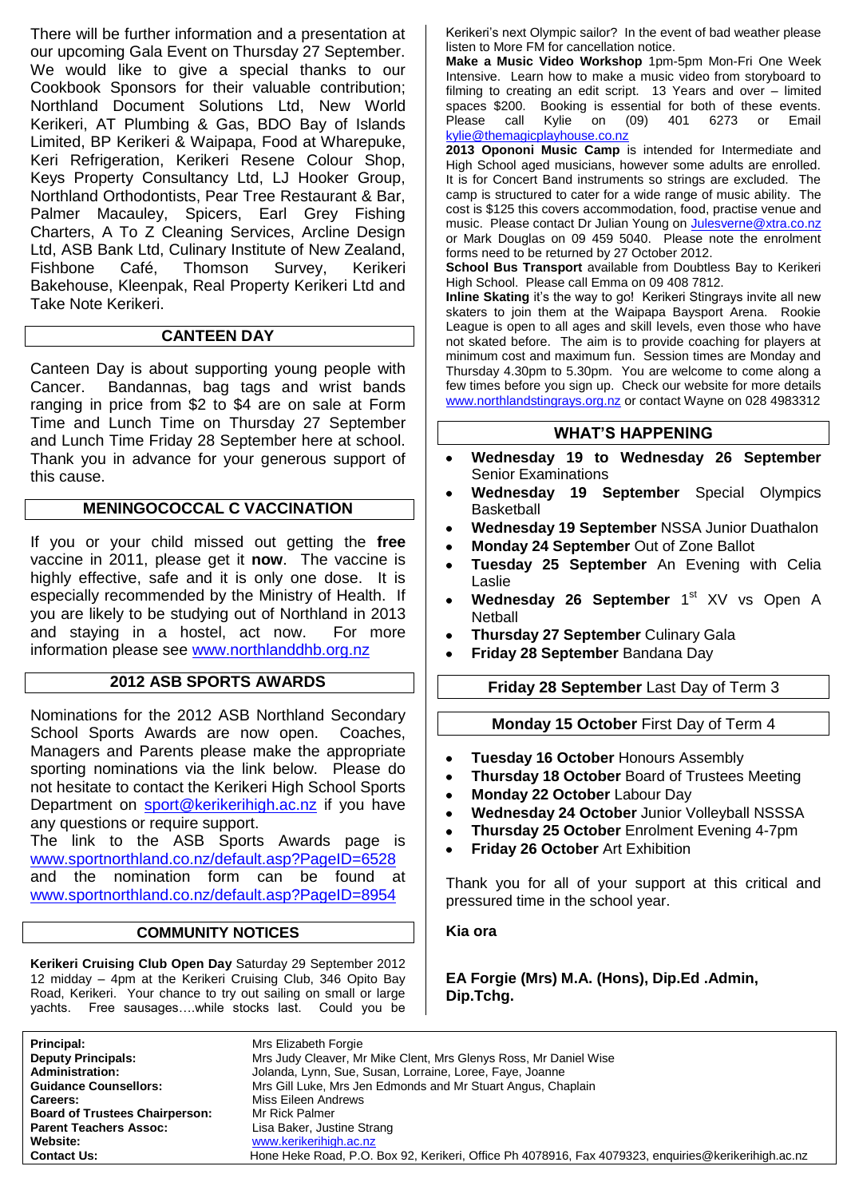There will be further information and a presentation at our upcoming Gala Event on Thursday 27 September. We would like to give a special thanks to our Cookbook Sponsors for their valuable contribution; Northland Document Solutions Ltd, New World Kerikeri, AT Plumbing & Gas, BDO Bay of Islands Limited, BP Kerikeri & Waipapa, Food at Wharepuke, Keri Refrigeration, Kerikeri Resene Colour Shop, Keys Property Consultancy Ltd, LJ Hooker Group, Northland Orthodontists, Pear Tree Restaurant & Bar, Palmer Macauley, Spicers, Earl Grey Fishing Charters, A To Z Cleaning Services, Arcline Design Ltd, ASB Bank Ltd, Culinary Institute of New Zealand, Fishbone Café, Thomson Survey, Kerikeri Bakehouse, Kleenpak, Real Property Kerikeri Ltd and Take Note Kerikeri.

## CANTEEN DAY

Canteen Day is about supporting young people with Cancer. Bandannas, bag tags and wrist bands ranging in price from $2 to $4 are on sale at Form Time and Lunch Time on Thursday 27 September and Lunch Time Friday 28 September here at school. Thank you in advance for your generous support of this cause.

## MENINGOCOCCAL C VACCINATION

If you or your child missed out getting the **free** vaccine in 2011, please get it **now**. The vaccine is highly effective, safe and it is only one dose. It is especially recommended by the Ministry of Health. If you are likely to be studying out of Northland in 2013 and staying in a hostel, act now. For more information please see www.northlanddhb.org.nz

## 2012 ASB SPORTS AWARDS

Nominations for the 2012 ASB Northland Secondary School Sports Awards are now open. Coaches, Managers and Parents please make the appropriate sporting nominations via the link below. Please do not hesitate to contact the Kerikeri High School Sports Department on sport@kerikerihigh.ac.nz if you have any questions or require support.

The link to the ASB Sports Awards page is www.sportnorthland.co.nz/default.asp?PageID=6528 and the nomination form can be found at www.sportnorthland.co.nz/default.asp?PageID=8954

## COMMUNITY NOTICES

**Kerikeri Cruising Club Open Day** Saturday 29 September 2012 12 midday – 4pm at the Kerikeri Cruising Club, 346 Opito Bay Road, Kerikeri. Your chance to try out sailing on small or large yachts. Free sausages….while stocks last. Could you be Kerikeri's next Olympic sailor? In the event of bad weather please listen to More FM for cancellation notice.

**Make a Music Video Workshop** 1pm-5pm Mon-Fri One Week Intensive. Learn how to make a music video from storyboard to filming to creating an edit script. 13 Years and over – limited spaces $200. Booking is essential for both of these events. Please call Kylie on (09) 401 6273 or Email kylie@themagicplayhouse.co.nz

**2013 Opononi Music Camp** is intended for Intermediate and High School aged musicians, however some adults are enrolled. It is for Concert Band instruments so strings are excluded. The camp is structured to cater for a wide range of music ability. The cost is $125 this covers accommodation, food, practise venue and music. Please contact Dr Julian Young on Julesverne@xtra.co.nz or Mark Douglas on 09 459 5040. Please note the enrolment forms need to be returned by 27 October 2012.

**School Bus Transport** available from Doubtless Bay to Kerikeri High School. Please call Emma on 09 408 7812.

**Inline Skating** it's the way to go! Kerikeri Stingrays invite all new skaters to join them at the Waipapa Baysport Arena. Rookie League is open to all ages and skill levels, even those who have not skated before. The aim is to provide coaching for players at minimum cost and maximum fun. Session times are Monday and Thursday 4.30pm to 5.30pm. You are welcome to come along a few times before you sign up. Check our website for more details www.northlandstingrays.org.nz or contact Wayne on 028 4983312

## WHAT'S HAPPENING

- **Wednesday 19 to Wednesday 26 September** Senior Examinations
- **Wednesday 19 September** Special Olympics Basketball
- **Wednesday 19 September** NSSA Junior Duathalon
- **Monday 24 September** Out of Zone Ballot
- **Tuesday 25 September** An Evening with Celia Laslie
- **Wednesday 26 September** 1st XV vs Open A Netball
- **Thursday 27 September** Culinary Gala
- **Friday 28 September** Bandana Day

**Friday 28 September** Last Day of Term 3

**Monday 15 October** First Day of Term 4

- **Tuesday 16 October** Honours Assembly
- **Thursday 18 October** Board of Trustees Meeting
- **Monday 22 October** Labour Day
- **Wednesday 24 October** Junior Volleyball NSSSA
- **Thursday 25 October** Enrolment Evening 4-7pm
- **Friday 26 October** Art Exhibition

Thank you for all of your support at this critical and pressured time in the school year.

**Kia ora**

**EA Forgie (Mrs) M.A. (Hons), Dip.Ed .Admin, Dip.Tchg.**

| | |
|---|---|
| **Principal:** | Mrs Elizabeth Forgie |
| **Deputy Principals:** | Mrs Judy Cleaver, Mr Mike Clent, Mrs Glenys Ross, Mr Daniel Wise |
| **Administration:** | Jolanda, Lynn, Sue, Susan, Lorraine, Loree, Faye, Joanne |
| **Guidance Counsellors:** | Mrs Gill Luke, Mrs Jen Edmonds and Mr Stuart Angus, Chaplain |
| **Careers:** | Miss Eileen Andrews |
| **Board of Trustees Chairperson:** | Mr Rick Palmer |
| **Parent Teachers Assoc:** | Lisa Baker, Justine Strang |
| **Website:** | www.kerikerihigh.ac.nz |
| **Contact Us:** | Hone Heke Road, P.O. Box 92, Kerikeri, Office Ph 4078916, Fax 4079323, enquiries@kerikerihigh.ac.nz |